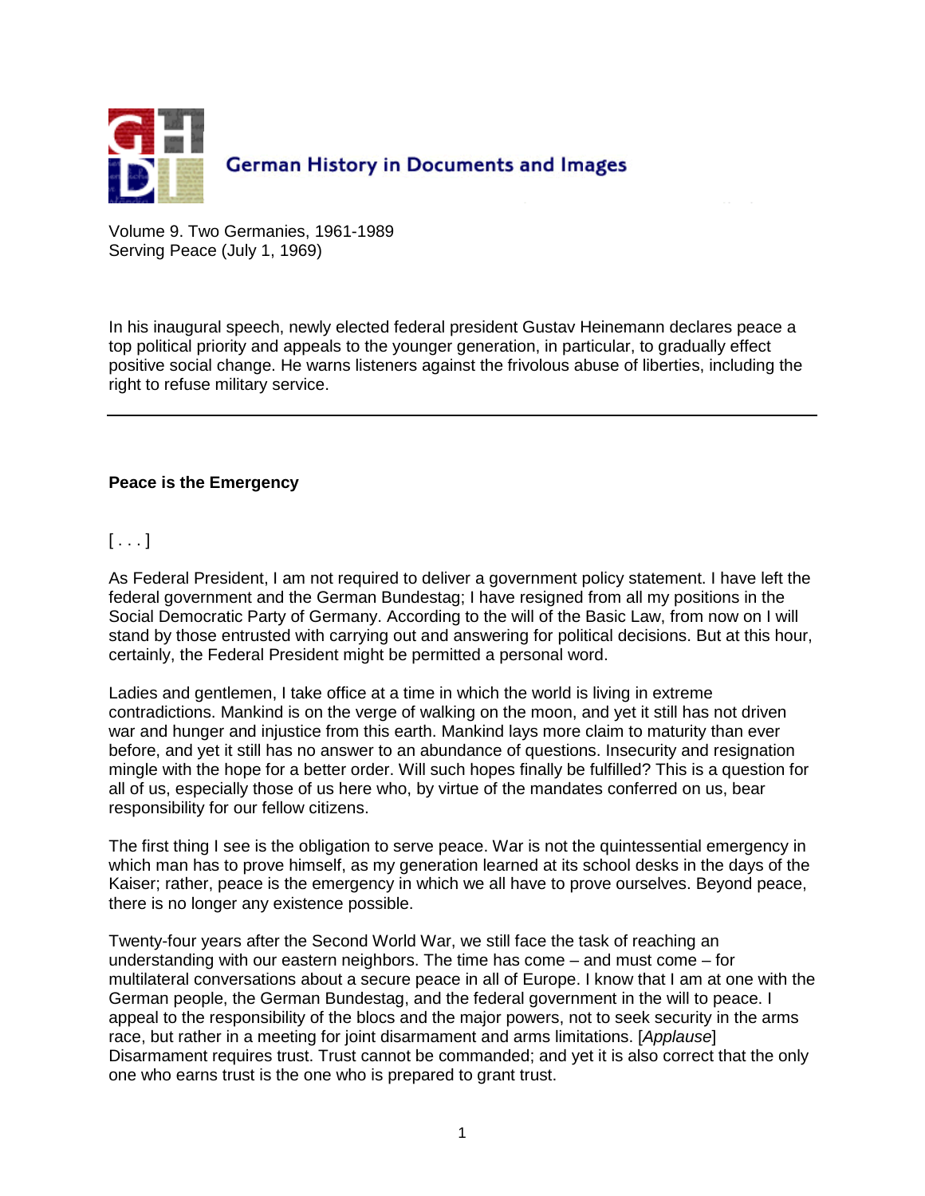German History in Documents and Images

Volume 9. Two Germanies, 1961-1989
Serving Peace (July 1, 1969)

In his inaugural speech, newly elected federal president Gustav Heinemann declares peace a top political priority and appeals to the younger generation, in particular, to gradually effect positive social change. He warns listeners against the frivolous abuse of liberties, including the right to refuse military service.

---

**Peace is the Emergency**

[ . . . ]

As Federal President, I am not required to deliver a government policy statement. I have left the federal government and the German Bundestag; I have resigned from all my positions in the Social Democratic Party of Germany. According to the will of the Basic Law, from now on I will stand by those entrusted with carrying out and answering for political decisions. But at this hour, certainly, the Federal President might be permitted a personal word.

Ladies and gentlemen, I take office at a time in which the world is living in extreme contradictions. Mankind is on the verge of walking on the moon, and yet it still has not driven war and hunger and injustice from this earth. Mankind lays more claim to maturity than ever before, and yet it still has no answer to an abundance of questions. Insecurity and resignation mingle with the hope for a better order. Will such hopes finally be fulfilled? This is a question for all of us, especially those of us here who, by virtue of the mandates conferred on us, bear responsibility for our fellow citizens.

The first thing I see is the obligation to serve peace. War is not the quintessential emergency in which man has to prove himself, as my generation learned at its school desks in the days of the Kaiser; rather, peace is the emergency in which we all have to prove ourselves. Beyond peace, there is no longer any existence possible.

Twenty-four years after the Second World War, we still face the task of reaching an understanding with our eastern neighbors. The time has come – and must come – for multilateral conversations about a secure peace in all of Europe. I know that I am at one with the German people, the German Bundestag, and the federal government in the will to peace. I appeal to the responsibility of the blocs and the major powers, not to seek security in the arms race, but rather in a meeting for joint disarmament and arms limitations. [*Applause*] Disarmament requires trust. Trust cannot be commanded; and yet it is also correct that the only one who earns trust is the one who is prepared to grant trust.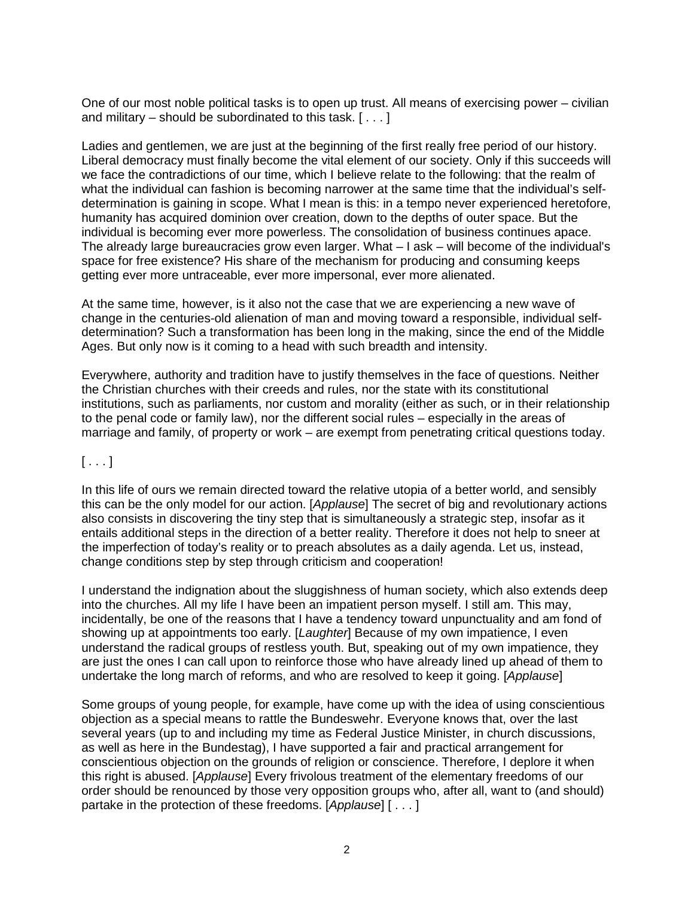One of our most noble political tasks is to open up trust. All means of exercising power – civilian and military – should be subordinated to this task. [ . . . ]

Ladies and gentlemen, we are just at the beginning of the first really free period of our history. Liberal democracy must finally become the vital element of our society. Only if this succeeds will we face the contradictions of our time, which I believe relate to the following: that the realm of what the individual can fashion is becoming narrower at the same time that the individual's self-determination is gaining in scope. What I mean is this: in a tempo never experienced heretofore, humanity has acquired dominion over creation, down to the depths of outer space. But the individual is becoming ever more powerless. The consolidation of business continues apace. The already large bureaucracies grow even larger. What – I ask – will become of the individual's space for free existence? His share of the mechanism for producing and consuming keeps getting ever more untraceable, ever more impersonal, ever more alienated.

At the same time, however, is it also not the case that we are experiencing a new wave of change in the centuries-old alienation of man and moving toward a responsible, individual self-determination? Such a transformation has been long in the making, since the end of the Middle Ages. But only now is it coming to a head with such breadth and intensity.

Everywhere, authority and tradition have to justify themselves in the face of questions. Neither the Christian churches with their creeds and rules, nor the state with its constitutional institutions, such as parliaments, nor custom and morality (either as such, or in their relationship to the penal code or family law), nor the different social rules – especially in the areas of marriage and family, of property or work – are exempt from penetrating critical questions today.

[ . . . ]

In this life of ours we remain directed toward the relative utopia of a better world, and sensibly this can be the only model for our action. [*Applause*] The secret of big and revolutionary actions also consists in discovering the tiny step that is simultaneously a strategic step, insofar as it entails additional steps in the direction of a better reality. Therefore it does not help to sneer at the imperfection of today's reality or to preach absolutes as a daily agenda. Let us, instead, change conditions step by step through criticism and cooperation!

I understand the indignation about the sluggishness of human society, which also extends deep into the churches. All my life I have been an impatient person myself. I still am. This may, incidentally, be one of the reasons that I have a tendency toward unpunctuality and am fond of showing up at appointments too early. [*Laughter*] Because of my own impatience, I even understand the radical groups of restless youth. But, speaking out of my own impatience, they are just the ones I can call upon to reinforce those who have already lined up ahead of them to undertake the long march of reforms, and who are resolved to keep it going. [*Applause*]

Some groups of young people, for example, have come up with the idea of using conscientious objection as a special means to rattle the Bundeswehr. Everyone knows that, over the last several years (up to and including my time as Federal Justice Minister, in church discussions, as well as here in the Bundestag), I have supported a fair and practical arrangement for conscientious objection on the grounds of religion or conscience. Therefore, I deplore it when this right is abused. [*Applause*] Every frivolous treatment of the elementary freedoms of our order should be renounced by those very opposition groups who, after all, want to (and should) partake in the protection of these freedoms. [*Applause*] [ . . . ]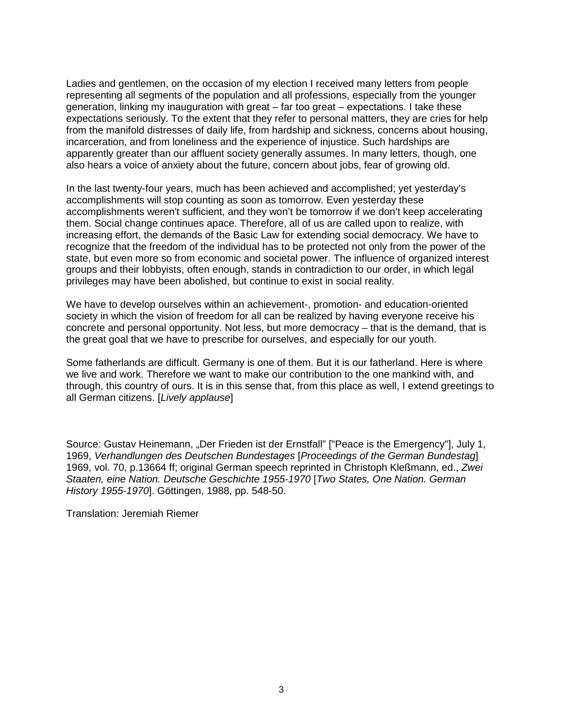Ladies and gentlemen, on the occasion of my election I received many letters from people representing all segments of the population and all professions, especially from the younger generation, linking my inauguration with great – far too great – expectations. I take these expectations seriously. To the extent that they refer to personal matters, they are cries for help from the manifold distresses of daily life, from hardship and sickness, concerns about housing, incarceration, and from loneliness and the experience of injustice. Such hardships are apparently greater than our affluent society generally assumes. In many letters, though, one also hears a voice of anxiety about the future, concern about jobs, fear of growing old.

In the last twenty-four years, much has been achieved and accomplished; yet yesterday's accomplishments will stop counting as soon as tomorrow. Even yesterday these accomplishments weren't sufficient, and they won't be tomorrow if we don't keep accelerating them. Social change continues apace. Therefore, all of us are called upon to realize, with increasing effort, the demands of the Basic Law for extending social democracy. We have to recognize that the freedom of the individual has to be protected not only from the power of the state, but even more so from economic and societal power. The influence of organized interest groups and their lobbyists, often enough, stands in contradiction to our order, in which legal privileges may have been abolished, but continue to exist in social reality.

We have to develop ourselves within an achievement-, promotion- and education-oriented society in which the vision of freedom for all can be realized by having everyone receive his concrete and personal opportunity. Not less, but more democracy – that is the demand, that is the great goal that we have to prescribe for ourselves, and especially for our youth.

Some fatherlands are difficult. Germany is one of them. But it is our fatherland. Here is where we live and work. Therefore we want to make our contribution to the one mankind with, and through, this country of ours. It is in this sense that, from this place as well, I extend greetings to all German citizens. [*Lively applause*]

Source: Gustav Heinemann, „Der Frieden ist der Ernstfall" ["Peace is the Emergency"], July 1, 1969, *Verhandlungen des Deutschen Bundestages* [*Proceedings of the German Bundestag*] 1969, vol. 70, p.13664 ff; original German speech reprinted in Christoph Kleßmann, ed., *Zwei Staaten, eine Nation. Deutsche Geschichte 1955-1970* [*Two States, One Nation. German History 1955-1970*]. Göttingen, 1988, pp. 548-50.

Translation: Jeremiah Riemer